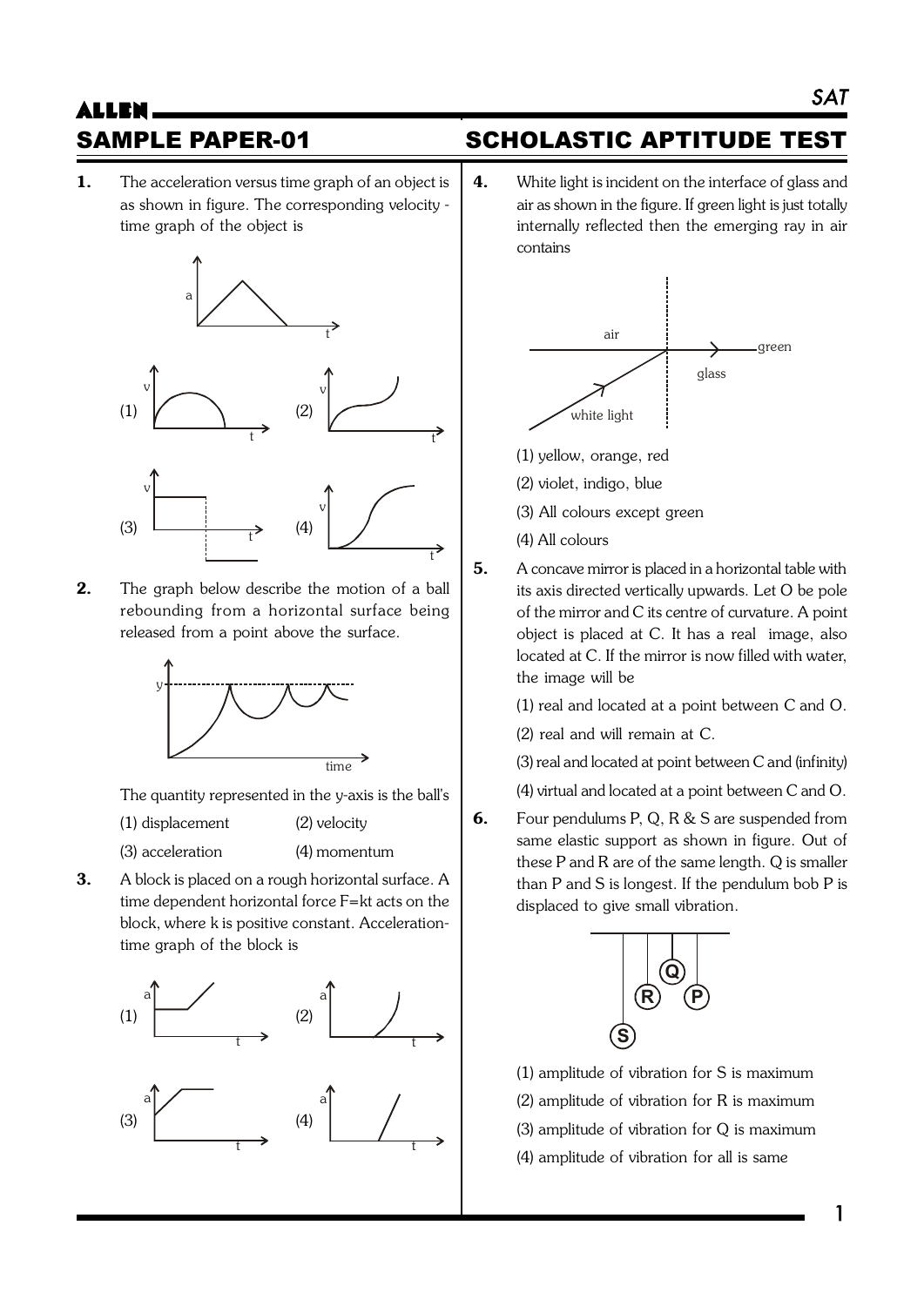## SAMPLE PAPER-01

## SCHOLASTIC APTITUDE TEST

**1.** The acceleration versus time graph of an object is as shown in figure. The corresponding velocity - time graph of the object is

a

t

(1) v t

(2) v t

(3) v t

(4) v t

**2.** The graph below describe the motion of a ball rebounding from a horizontal surface being released from a point above the surface.

y

time

The quantity represented in the y-axis is the ball's

(1) displacement (2) velocity

(3) acceleration (4) momentum

**3.** A block is placed on a rough horizontal surface. A time dependent horizontal force F=kt acts on the block, where k is positive constant. Acceleration-time graph of the block is

(1) a t

(2) a t

(3) a t

(4) a t

**4.** White light is incident on the interface of glass and air as shown in the figure. If green light is just totally internally reflected then the emerging ray in air contains

air

green

glass

white light

(1) yellow, orange, red

(2) violet, indigo, blue

(3) All colours except green

(4) All colours

**5.** A concave mirror is placed in a horizontal table with its axis directed vertically upwards. Let O be pole of the mirror and C its centre of curvature. A point object is placed at C. It has a real image, also located at C. If the mirror is now filled with water, the image will be

(1) real and located at a point between C and O.

(2) real and will remain at C.

(3) real and located at point between C and (infinity)

(4) virtual and located at a point between C and O.

**6.** Four pendulums P, Q, R & S are suspended from same elastic support as shown in figure. Out of these P and R are of the same length. Q is smaller than P and S is longest. If the pendulum bob P is displaced to give small vibration.

Q

R P

S

(1) amplitude of vibration for S is maximum

(2) amplitude of vibration for R is maximum

(3) amplitude of vibration for Q is maximum

(4) amplitude of vibration for all is same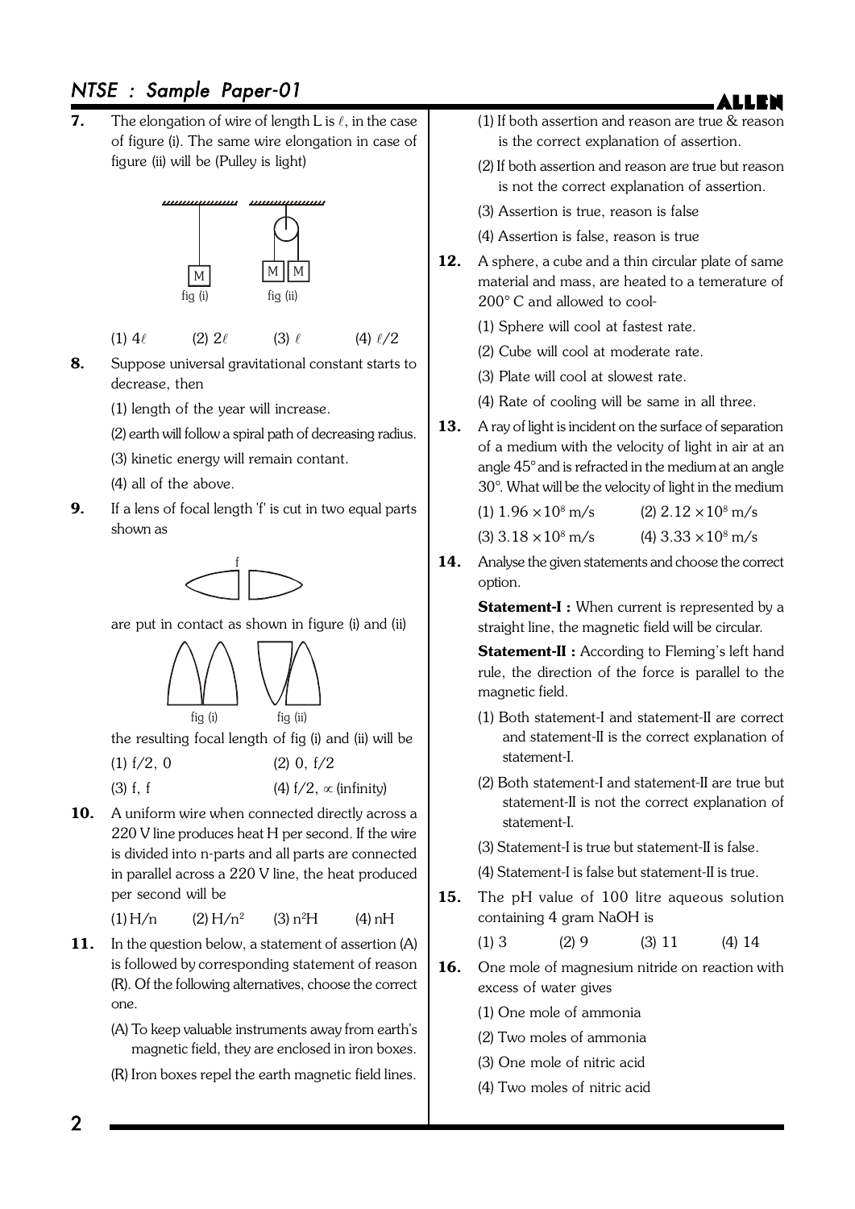**7.** The elongation of wire of length L is $\ell$, in the case of figure (i). The same wire elongation in case of figure (ii) will be (Pulley is light)

M

fig (i)

M M

fig (ii)

(1) $4\ell$ (2) $2\ell$ (3) $\ell$ (4) $\ell/2$

**8.** Suppose universal gravitational constant starts to decrease, then

(1) length of the year will increase.

(2) earth will follow a spiral path of decreasing radius.

(3) kinetic energy will remain contant.

(4) all of the above.

**9.** If a lens of focal length 'f' is cut in two equal parts shown as

f

are put in contact as shown in figure (i) and (ii)

fig (i) fig (ii)

the resulting focal length of fig (i) and (ii) will be

(1) f/2, 0 (2) 0, f/2

(3) f, f (4) f/2, $\propto$ (infinity)

**10.** A uniform wire when connected directly across a 220 V line produces heat H per second. If the wire is divided into n-parts and all parts are connected in parallel across a 220 V line, the heat produced per second will be

(1) H/n (2) $H/n^2$ (3) $n^2H$ (4) nH

**11.** In the question below, a statement of assertion (A) is followed by corresponding statement of reason (R). Of the following alternatives, choose the correct one.

(A) To keep valuable instruments away from earth's magnetic field, they are enclosed in iron boxes.

(R) Iron boxes repel the earth magnetic field lines.

(1) If both assertion and reason are true & reason is the correct explanation of assertion.

(2) If both assertion and reason are true but reason is not the correct explanation of assertion.

(3) Assertion is true, reason is false

(4) Assertion is false, reason is true

**12.** A sphere, a cube and a thin circular plate of same material and mass, are heated to a temerature of 200° C and allowed to cool-

(1) Sphere will cool at fastest rate.

(2) Cube will cool at moderate rate.

(3) Plate will cool at slowest rate.

(4) Rate of cooling will be same in all three.

**13.** A ray of light is incident on the surface of separation of a medium with the velocity of light in air at an angle 45° and is refracted in the medium at an angle 30°. What will be the velocity of light in the medium

(1) $1.96 \times 10^8$ m/s (2) $2.12 \times 10^8$ m/s

(3) $3.18 \times 10^8$ m/s (4) $3.33 \times 10^8$ m/s

**14.** Analyse the given statements and choose the correct option.

**Statement-I :** When current is represented by a straight line, the magnetic field will be circular.

**Statement-II :** According to Fleming's left hand rule, the direction of the force is parallel to the magnetic field.

(1) Both statement-I and statement-II are correct and statement-II is the correct explanation of statement-I.

(2) Both statement-I and statement-II are true but statement-II is not the correct explanation of statement-I.

(3) Statement-I is true but statement-II is false.

(4) Statement-I is false but statement-II is true.

**15.** The pH value of 100 litre aqueous solution containing 4 gram NaOH is

(1) 3 (2) 9 (3) 11 (4) 14

**16.** One mole of magnesium nitride on reaction with excess of water gives

(1) One mole of ammonia

(2) Two moles of ammonia

(3) One mole of nitric acid

(4) Two moles of nitric acid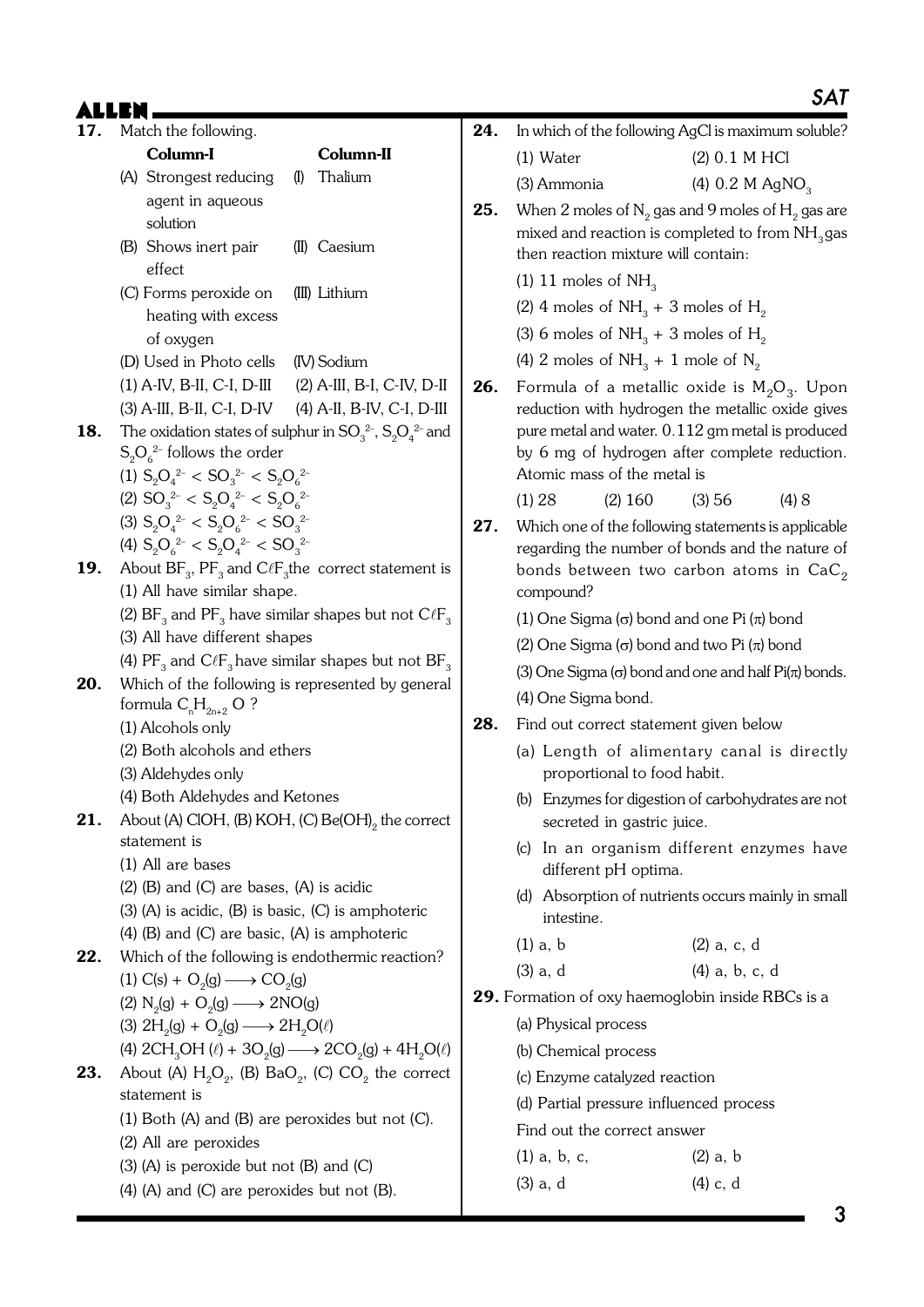**17.** Match the following.

| Column-I | Column-II |
|---|---|
| (A) Strongest reducing agent in aqueous solution | (I) Thalium |
| (B) Shows inert pair effect | (II) Caesium |
| (C) Forms peroxide on heating with excess of oxygen | (III) Lithium |
| (D) Used in Photo cells | (IV) Sodium |

(1) A-IV, B-II, C-I, D-III (2) A-III, B-I, C-IV, D-II

(3) A-III, B-II, C-I, D-IV (4) A-II, B-IV, C-I, D-III

**18.** The oxidation states of sulphur in $SO_3^{2-}$, $S_2O_4^{2-}$ and $S_2O_6^{2-}$ follows the order

(1) $S_2O_4^{2-} < SO_3^{2-} < S_2O_6^{2-}$

(2) $SO_3^{2-} < S_2O_4^{2-} < S_2O_6^{2-}$

(3) $S_2O_4^{2-} < S_2O_6^{2-} < SO_3^{2-}$

(4) $S_2O_6^{2-} < S_2O_4^{2-} < SO_3^{2-}$

**19.** About $BF_3$, $PF_3$ and $C\ell F_3$ the correct statement is

(1) All have similar shape.

(2) $BF_3$ and $PF_3$ have similar shapes but not $C\ell F_3$

(3) All have different shapes

(4) $PF_3$ and $C\ell F_3$ have similar shapes but not $BF_3$

**20.** Which of the following is represented by general formula $C_nH_{2n+2}O$ ?

(1) Alcohols only

(2) Both alcohols and ethers

(3) Aldehydes only

(4) Both Aldehydes and Ketones

**21.** About (A) ClOH, (B) KOH, (C) $Be(OH)_2$ the correct statement is

(1) All are bases

(2) (B) and (C) are bases, (A) is acidic

(3) (A) is acidic, (B) is basic, (C) is amphoteric

(4) (B) and (C) are basic, (A) is amphoteric

**22.** Which of the following is endothermic reaction?

(1) $C(s) + O_2(g) \longrightarrow CO_2(g)$

(2) $N_2(g) + O_2(g) \longrightarrow 2NO(g)$

(3) $2H_2(g) + O_2(g) \longrightarrow 2H_2O(\ell)$

(4) $2CH_3OH(\ell) + 3O_2(g) \longrightarrow 2CO_2(g) + 4H_2O(\ell)$

**23.** About (A) $H_2O_2$, (B) $BaO_2$, (C) $CO_2$ the correct statement is

(1) Both (A) and (B) are peroxides but not (C).

(2) All are peroxides

(3) (A) is peroxide but not (B) and (C)

(4) (A) and (C) are peroxides but not (B).

**24.** In which of the following AgCl is maximum soluble?

(1) Water (2) 0.1 M HCl

(3) Ammonia (4) 0.2 M $AgNO_3$

**25.** When 2 moles of $N_2$ gas and 9 moles of $H_2$ gas are mixed and reaction is completed to from $NH_3$ gas then reaction mixture will contain:

(1) 11 moles of $NH_3$

(2) 4 moles of $NH_3$ + 3 moles of $H_2$

(3) 6 moles of $NH_3$ + 3 moles of $H_2$

(4) 2 moles of $NH_3$ + 1 mole of $N_2$

**26.** Formula of a metallic oxide is $M_2O_3$. Upon reduction with hydrogen the metallic oxide gives pure metal and water. 0.112 gm metal is produced by 6 mg of hydrogen after complete reduction. Atomic mass of the metal is

(1) 28 (2) 160 (3) 56 (4) 8

**27.** Which one of the following statements is applicable regarding the number of bonds and the nature of bonds between two carbon atoms in $CaC_2$ compound?

(1) One Sigma (σ) bond and one Pi (π) bond

(2) One Sigma (σ) bond and two Pi (π) bond

(3) One Sigma (σ) bond and one and half Pi(π) bonds.

(4) One Sigma bond.

**28.** Find out correct statement given below

(a) Length of alimentary canal is directly proportional to food habit.

(b) Enzymes for digestion of carbohydrates are not secreted in gastric juice.

(c) In an organism different enzymes have different pH optima.

(d) Absorption of nutrients occurs mainly in small intestine.

(1) a, b (2) a, c, d

(3) a, d (4) a, b, c, d

**29.** Formation of oxy haemoglobin inside RBCs is a

(a) Physical process

(b) Chemical process

(c) Enzyme catalyzed reaction

(d) Partial pressure influenced process

Find out the correct answer

(1) a, b, c, (2) a, b

(3) a, d (4) c, d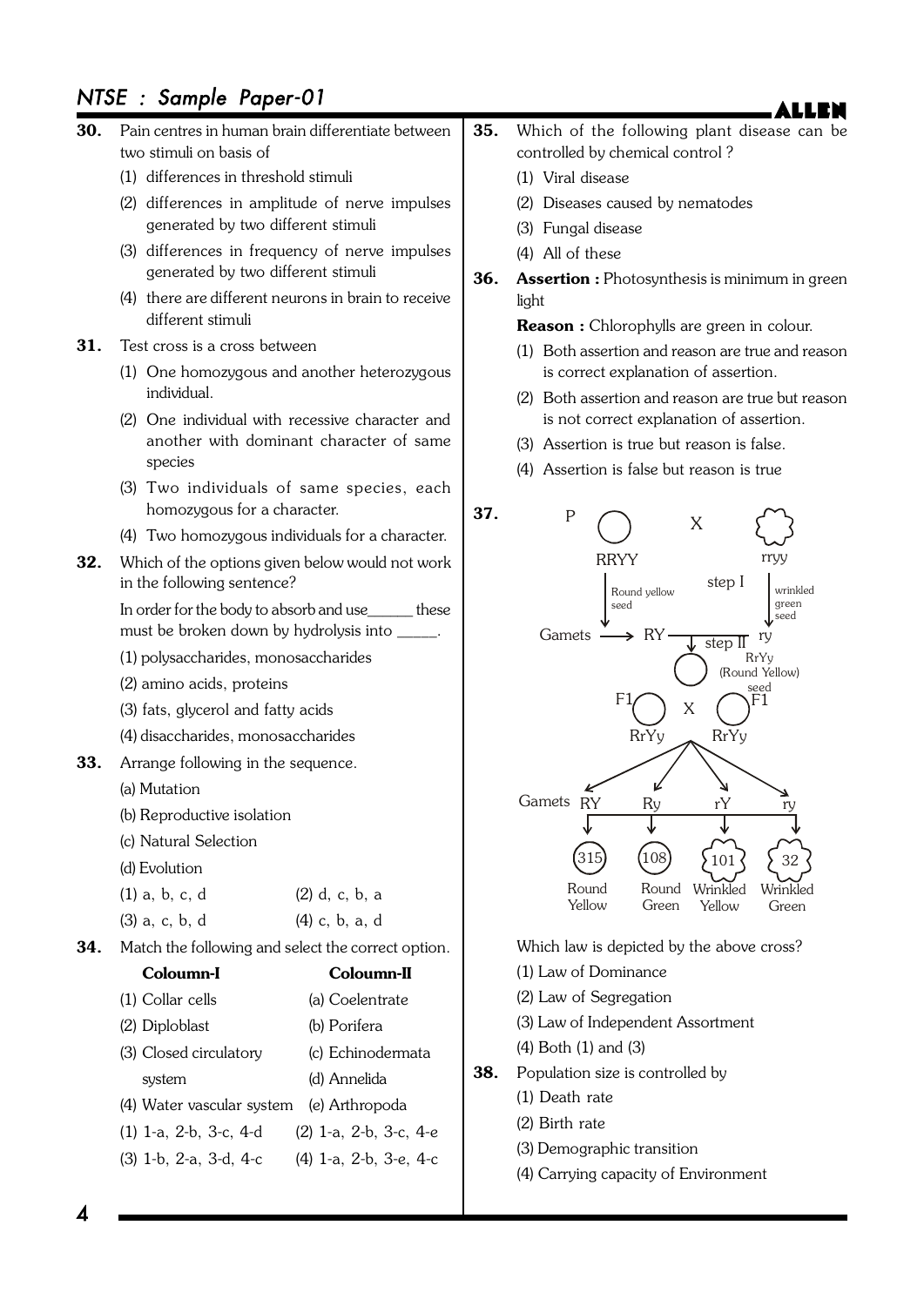**30.** Pain centres in human brain differentiate between two stimuli on basis of

(1) differences in threshold stimuli

(2) differences in amplitude of nerve impulses generated by two different stimuli

(3) differences in frequency of nerve impulses generated by two different stimuli

(4) there are different neurons in brain to receive different stimuli

**31.** Test cross is a cross between

(1) One homozygous and another heterozygous individual.

(2) One individual with recessive character and another with dominant character of same species

(3) Two individuals of same species, each homozygous for a character.

(4) Two homozygous individuals for a character.

**32.** Which of the options given below would not work in the following sentence?

In order for the body to absorb and use______ these must be broken down by hydrolysis into _____.

(1) polysaccharides, monosaccharides

(2) amino acids, proteins

(3) fats, glycerol and fatty acids

(4) disaccharides, monosaccharides

**33.** Arrange following in the sequence.

(a) Mutation

(b) Reproductive isolation

(c) Natural Selection

(d) Evolution

(1) a, b, c, d (2) d, c, b, a

(3) a, c, b, d (4) c, b, a, d

**34.** Match the following and select the correct option.

| Coloumn-I | Coloumn-II |
|---|---|
| (1) Collar cells | (a) Coelentrate |
| (2) Diploblast | (b) Porifera |
| (3) Closed circulatory system | (c) Echinodermata |
| | (d) Annelida |
| (4) Water vascular system | (e) Arthropoda |

(1) 1-a, 2-b, 3-c, 4-d (2) 1-a, 2-b, 3-c, 4-e

(3) 1-b, 2-a, 3-d, 4-c (4) 1-a, 2-b, 3-e, 4-c

**35.** Which of the following plant disease can be controlled by chemical control ?

(1) Viral disease

(2) Diseases caused by nematodes

(3) Fungal disease

(4) All of these

**36.** **Assertion :** Photosynthesis is minimum in green light

**Reason :** Chlorophylls are green in colour.

(1) Both assertion and reason are true and reason is correct explanation of assertion.

(2) Both assertion and reason are true but reason is not correct explanation of assertion.

(3) Assertion is true but reason is false.

(4) Assertion is false but reason is true

**37.**

P X

RRYY rryy

Round yellow seed

step I

wrinkled green seed

Gamets → RY ry

step II

RrYy (Round Yellow) seed

F1 X F1

RrYy RrYy

Gamets RY Ry rY ry

315 108 101 32

Round Yellow Round Green Wrinkled Yellow Wrinkled Green

Which law is depicted by the above cross?

(1) Law of Dominance

(2) Law of Segregation

(3) Law of Independent Assortment

(4) Both (1) and (3)

**38.** Population size is controlled by

(1) Death rate

(2) Birth rate

(3) Demographic transition

(4) Carrying capacity of Environment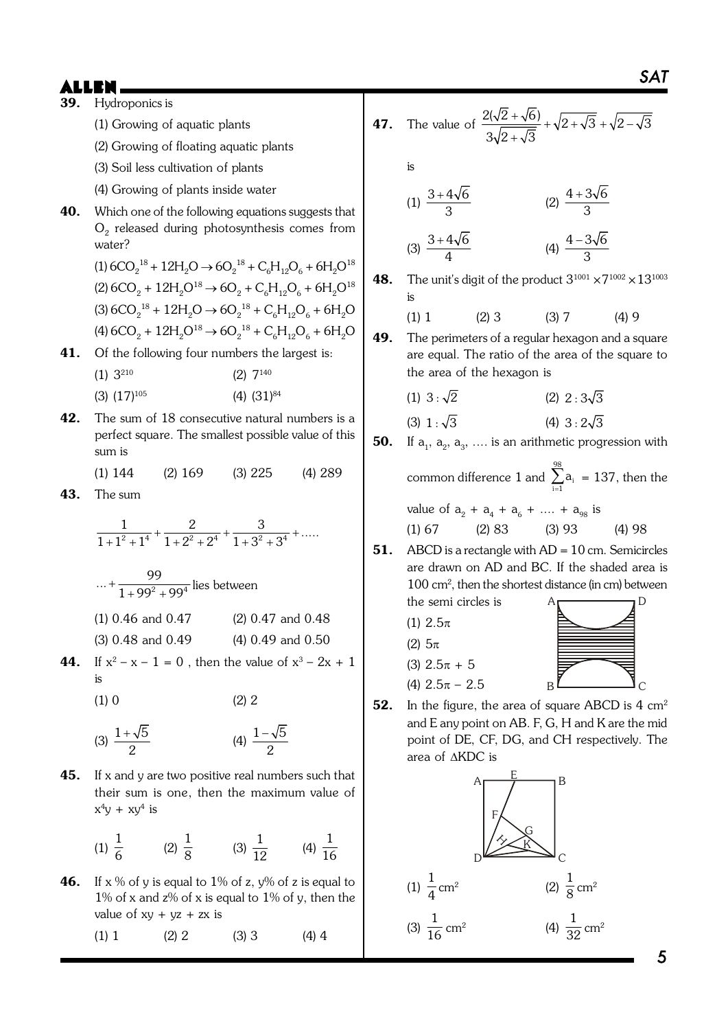**39.** Hydroponics is

(1) Growing of aquatic plants

(2) Growing of floating aquatic plants

(3) Soil less cultivation of plants

(4) Growing of plants inside water

**40.** Which one of the following equations suggests that $O_2$ released during photosynthesis comes from water?

(1) $6CO_2{}^{18} + 12H_2O \rightarrow 6O_2{}^{18} + C_6H_{12}O_6 + 6H_2O^{18}$

(2) $6CO_2 + 12H_2O^{18} \rightarrow 6O_2 + C_6H_{12}O_6 + 6H_2O^{18}$

(3) $6CO_2{}^{18} + 12H_2O \rightarrow 6O_2{}^{18} + C_6H_{12}O_6 + 6H_2O$

(4) $6CO_2 + 12H_2O^{18} \rightarrow 6O_2{}^{18} + C_6H_{12}O_6 + 6H_2O$

**41.** Of the following four numbers the largest is:

(1) $3^{210}$ (2) $7^{140}$

(3) $(17)^{105}$ (4) $(31)^{84}$

**42.** The sum of 18 consecutive natural numbers is a perfect square. The smallest possible value of this sum is

(1) 144 (2) 169 (3) 225 (4) 289

**43.** The sum

$$\frac{1}{1+1^2+1^4}+\frac{2}{1+2^2+2^4}+\frac{3}{1+3^2+3^4}+\ldots..$$

$$\ldots+\frac{99}{1+99^2+99^4}$$ lies between

(1) 0.46 and 0.47 (2) 0.47 and 0.48

(3) 0.48 and 0.49 (4) 0.49 and 0.50

**44.** If $x^2 - x - 1 = 0$ , then the value of $x^3 - 2x + 1$ is

(1) 0 (2) 2

(3) $\frac{1+\sqrt{5}}{2}$ (4) $\frac{1-\sqrt{5}}{2}$

**45.** If x and y are two positive real numbers such that their sum is one, then the maximum value of $x^4y + xy^4$ is

(1) $\frac{1}{6}$ (2) $\frac{1}{8}$ (3) $\frac{1}{12}$ (4) $\frac{1}{16}$

**46.** If x % of y is equal to 1% of z, y% of z is equal to 1% of x and z% of x is equal to 1% of y, then the value of xy + yz + zx is

(1) 1 (2) 2 (3) 3 (4) 4

**47.** The value of $\frac{2(\sqrt{2}+\sqrt{6})}{3\sqrt{2+\sqrt{3}}}+\sqrt{2+\sqrt{3}}+\sqrt{2-\sqrt{3}}$ is

(1) $\frac{3+4\sqrt{6}}{3}$ (2) $\frac{4+3\sqrt{6}}{3}$

(3) $\frac{3+4\sqrt{6}}{4}$ (4) $\frac{4-3\sqrt{6}}{3}$

**48.** The unit's digit of the product $3^{1001} \times 7^{1002} \times 13^{1003}$ is

(1) 1 (2) 3 (3) 7 (4) 9

**49.** The perimeters of a regular hexagon and a square are equal. The ratio of the area of the square to the area of the hexagon is

(1) $3 : \sqrt{2}$ (2) $2 : 3\sqrt{3}$

(3) $1 : \sqrt{3}$ (4) $3 : 2\sqrt{3}$

**50.** If $a_1$, $a_2$, $a_3$, .... is an arithmetic progression with common difference 1 and $\sum_{i=1}^{98} a_i = 137$, then the value of $a_2 + a_4 + a_6 + .... + a_{98}$ is

(1) 67 (2) 83 (3) 93 (4) 98

**51.** ABCD is a rectangle with AD = 10 cm. Semicircles are drawn on AD and BC. If the shaded area is 100 cm², then the shortest distance (in cm) between the semi circles is

(1) $2.5\pi$

(2) $5\pi$

(3) $2.5\pi + 5$

(4) $2.5\pi - 2.5$

**52.** In the figure, the area of square ABCD is 4 cm² and E any point on AB. F, G, H and K are the mid point of DE, CF, DG, and CH respectively. The area of $\Delta$KDC is

(1) $\frac{1}{4}$ cm² (2) $\frac{1}{8}$ cm²

(3) $\frac{1}{16}$ cm² (4) $\frac{1}{32}$ cm²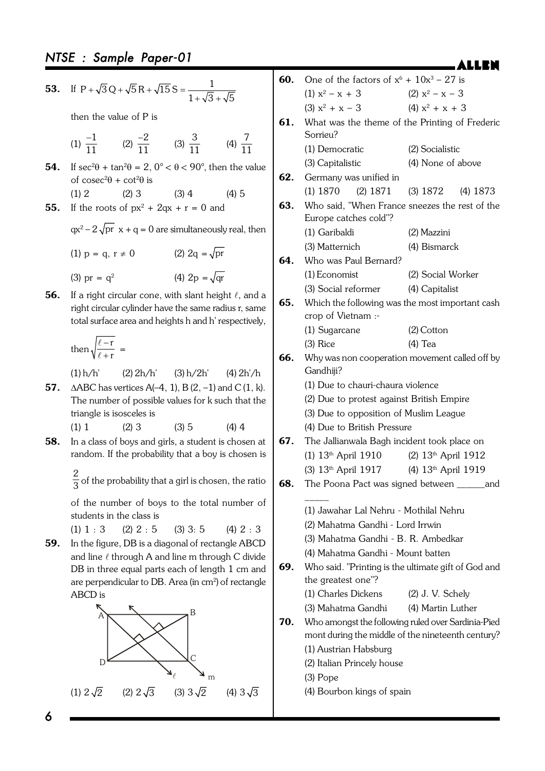**53.** If $P+\sqrt{3}Q+\sqrt{5}R+\sqrt{15}S=\dfrac{1}{1+\sqrt{3}+\sqrt{5}}$

then the value of P is

(1) $\dfrac{-1}{11}$ (2) $\dfrac{-2}{11}$ (3) $\dfrac{3}{11}$ (4) $\dfrac{7}{11}$

**54.** If $\sec^2\theta + \tan^2\theta = 2$, $0° < \theta < 90°$, then the value of $\text{cosec}^2\theta + \cot^2\theta$ is

(1) 2 (2) 3 (3) 4 (4) 5

**55.** If the roots of $px^2 + 2qx + r = 0$ and $qx^2 - 2\sqrt{pr}\,x + q = 0$ are simultaneously real, then

(1) $p = q$, $r \neq 0$ (2) $2q = \sqrt{pr}$

(3) $pr = q^2$ (4) $2p = \sqrt{qr}$

**56.** If a right circular cone, with slant height $\ell$, and a right circular cylinder have the same radius r, same total surface area and heights h and h' respectively, then $\sqrt{\dfrac{\ell - r}{\ell + r}} =$

(1) h/h' (2) 2h/h' (3) h/2h' (4) 2h'/h

**57.** $\Delta$ABC has vertices A(–4, 1), B (2, –1) and C (1, k). The number of possible values for k such that the triangle is isosceles is

(1) 1 (2) 3 (3) 5 (4) 4

**58.** In a class of boys and girls, a student is chosen at random. If the probability that a boy is chosen is $\dfrac{2}{3}$ of the probability that a girl is chosen, the ratio of the number of boys to the total number of students in the class is

(1) 1 : 3 (2) 2 : 5 (3) 3: 5 (4) 2 : 3

**59.** In the figure, DB is a diagonal of rectangle ABCD and line $\ell$ through A and line m through C divide DB in three equal parts each of length 1 cm and are perpendicular to DB. Area (in cm²) of rectangle ABCD is

A B D C $\ell$ m

(1) $2\sqrt{2}$ (2) $2\sqrt{3}$ (3) $3\sqrt{2}$ (4) $3\sqrt{3}$

**60.** One of the factors of $x^6 + 10x^3 - 27$ is

(1) $x^2 - x + 3$ (2) $x^2 - x - 3$

(3) $x^2 + x - 3$ (4) $x^2 + x + 3$

**61.** What was the theme of the Printing of Frederic Sorrieu?

(1) Democratic (2) Socialistic

(3) Capitalistic (4) None of above

**62.** Germany was unified in

(1) 1870 (2) 1871 (3) 1872 (4) 1873

**63.** Who said, "When France sneezes the rest of the Europe catches cold"?

(1) Garibaldi (2) Mazzini

(3) Matternich (4) Bismarck

**64.** Who was Paul Bernard?

(1) Economist (2) Social Worker

(3) Social reformer (4) Capitalist

**65.** Which the following was the most important cash crop of Vietnam :-

(1) Sugarcane (2) Cotton

(3) Rice (4) Tea

**66.** Why was non cooperation movement called off by Gandhiji?

(1) Due to chauri-chaura violence

(2) Due to protest against British Empire

(3) Due to opposition of Muslim League

(4) Due to British Pressure

**67.** The Jallianwala Bagh incident took place on

(1) 13th April 1910 (2) 13th April 1912

(3) 13th April 1917 (4) 13th April 1919

**68.** The Poona Pact was signed between _____and _____

(1) Jawahar Lal Nehru - Mothilal Nehru

(2) Mahatma Gandhi - Lord Irrwin

(3) Mahatma Gandhi - B. R. Ambedkar

(4) Mahatma Gandhi - Mount batten

**69.** Who said. "Printing is the ultimate gift of God and the greatest one"?

(1) Charles Dickens (2) J. V. Schely

(3) Mahatma Gandhi (4) Martin Luther

**70.** Who amongst the following ruled over Sardinia-Pied mont during the middle of the nineteenth century?

(1) Austrian Habsburg

(2) Italian Princely house

(3) Pope

(4) Bourbon kings of spain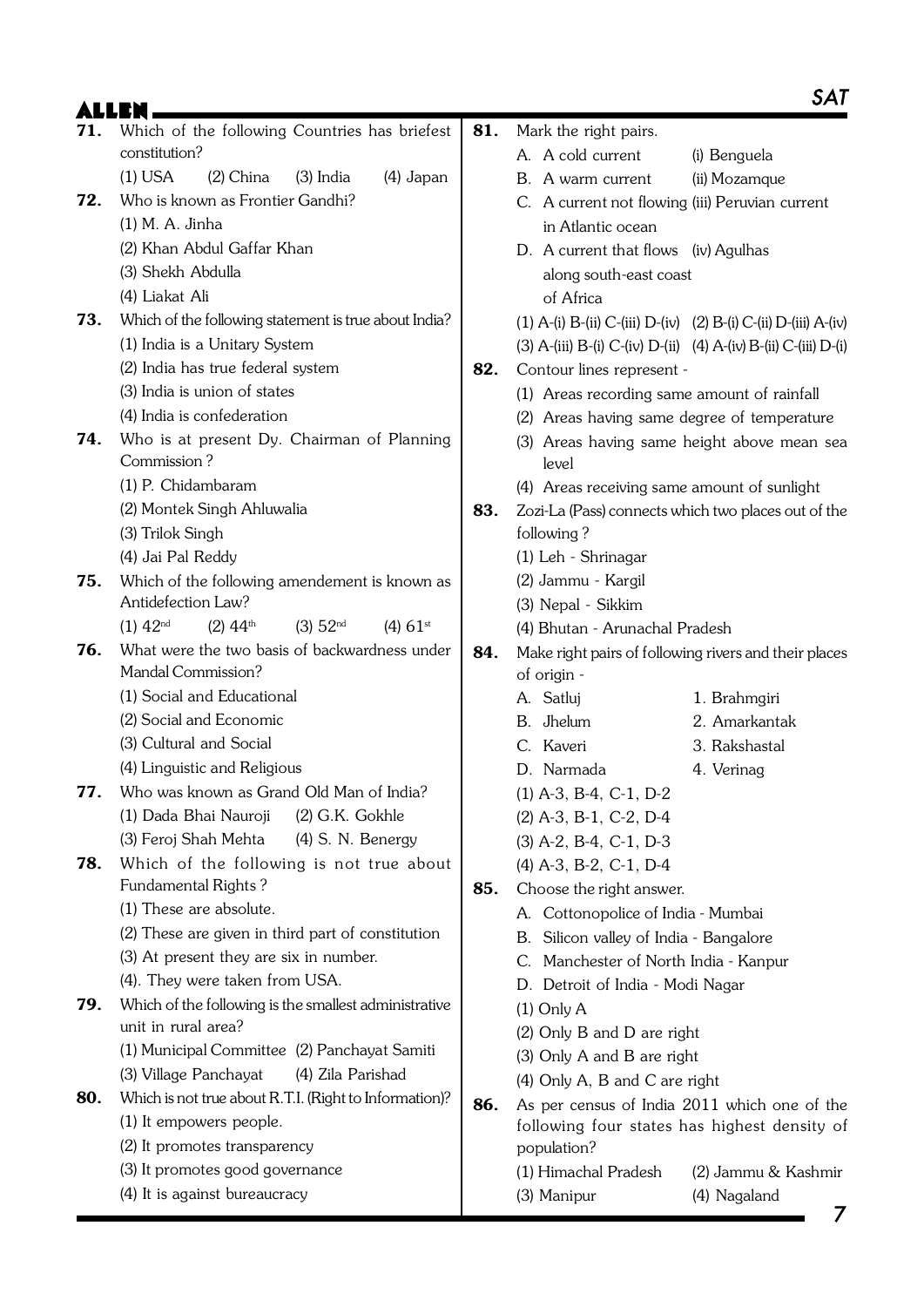**71.** Which of the following Countries has briefest constitution?

(1) USA (2) China (3) India (4) Japan

**72.** Who is known as Frontier Gandhi?

(1) M. A. Jinha

(2) Khan Abdul Gaffar Khan

(3) Shekh Abdulla

(4) Liakat Ali

**73.** Which of the following statement is true about India?

(1) India is a Unitary System

(2) India has true federal system

(3) India is union of states

(4) India is confederation

**74.** Who is at present Dy. Chairman of Planning Commission ?

(1) P. Chidambaram

(2) Montek Singh Ahluwalia

(3) Trilok Singh

(4) Jai Pal Reddy

**75.** Which of the following amendement is known as Antidefection Law?

(1) 42nd (2) 44th (3) 52nd (4) 61st

**76.** What were the two basis of backwardness under Mandal Commission?

(1) Social and Educational

(2) Social and Economic

(3) Cultural and Social

(4) Linguistic and Religious

**77.** Who was known as Grand Old Man of India?

(1) Dada Bhai Nauroji (2) G.K. Gokhle

(3) Feroj Shah Mehta (4) S. N. Benergy

**78.** Which of the following is not true about Fundamental Rights ?

(1) These are absolute.

(2) These are given in third part of constitution

(3) At present they are six in number.

(4). They were taken from USA.

**79.** Which of the following is the smallest administrative unit in rural area?

(1) Municipal Committee (2) Panchayat Samiti

(3) Village Panchayat (4) Zila Parishad

**80.** Which is not true about R.T.I. (Right to Information)?

(1) It empowers people.

(2) It promotes transparency

(3) It promotes good governance

(4) It is against bureaucracy

**81.** Mark the right pairs.

A. A cold current (i) Benguela

B. A warm current (ii) Mozamque

C. A current not flowing in Atlantic ocean (iii) Peruvian current

D. A current that flows along south-east coast of Africa (iv) Agulhas

(1) A-(i) B-(ii) C-(iii) D-(iv) (2) B-(i) C-(ii) D-(iii) A-(iv)

(3) A-(iii) B-(i) C-(iv) D-(ii) (4) A-(iv) B-(ii) C-(iii) D-(i)

**82.** Contour lines represent -

(1) Areas recording same amount of rainfall

(2) Areas having same degree of temperature

(3) Areas having same height above mean sea level

(4) Areas receiving same amount of sunlight

**83.** Zozi-La (Pass) connects which two places out of the following ?

(1) Leh - Shrinagar

(2) Jammu - Kargil

(3) Nepal - Sikkim

(4) Bhutan - Arunachal Pradesh

**84.** Make right pairs of following rivers and their places of origin -

A. Satluj 1. Brahmgiri

B. Jhelum 2. Amarkantak

C. Kaveri 3. Rakshastal

D. Narmada 4. Verinag

(1) A-3, B-4, C-1, D-2

(2) A-3, B-1, C-2, D-4

(3) A-2, B-4, C-1, D-3

(4) A-3, B-2, C-1, D-4

**85.** Choose the right answer.

A. Cottonopolice of India - Mumbai

B. Silicon valley of India - Bangalore

C. Manchester of North India - Kanpur

D. Detroit of India - Modi Nagar

(1) Only A

(2) Only B and D are right

(3) Only A and B are right

(4) Only A, B and C are right

**86.** As per census of India 2011 which one of the following four states has highest density of population?

(1) Himachal Pradesh (2) Jammu & Kashmir

(3) Manipur (4) Nagaland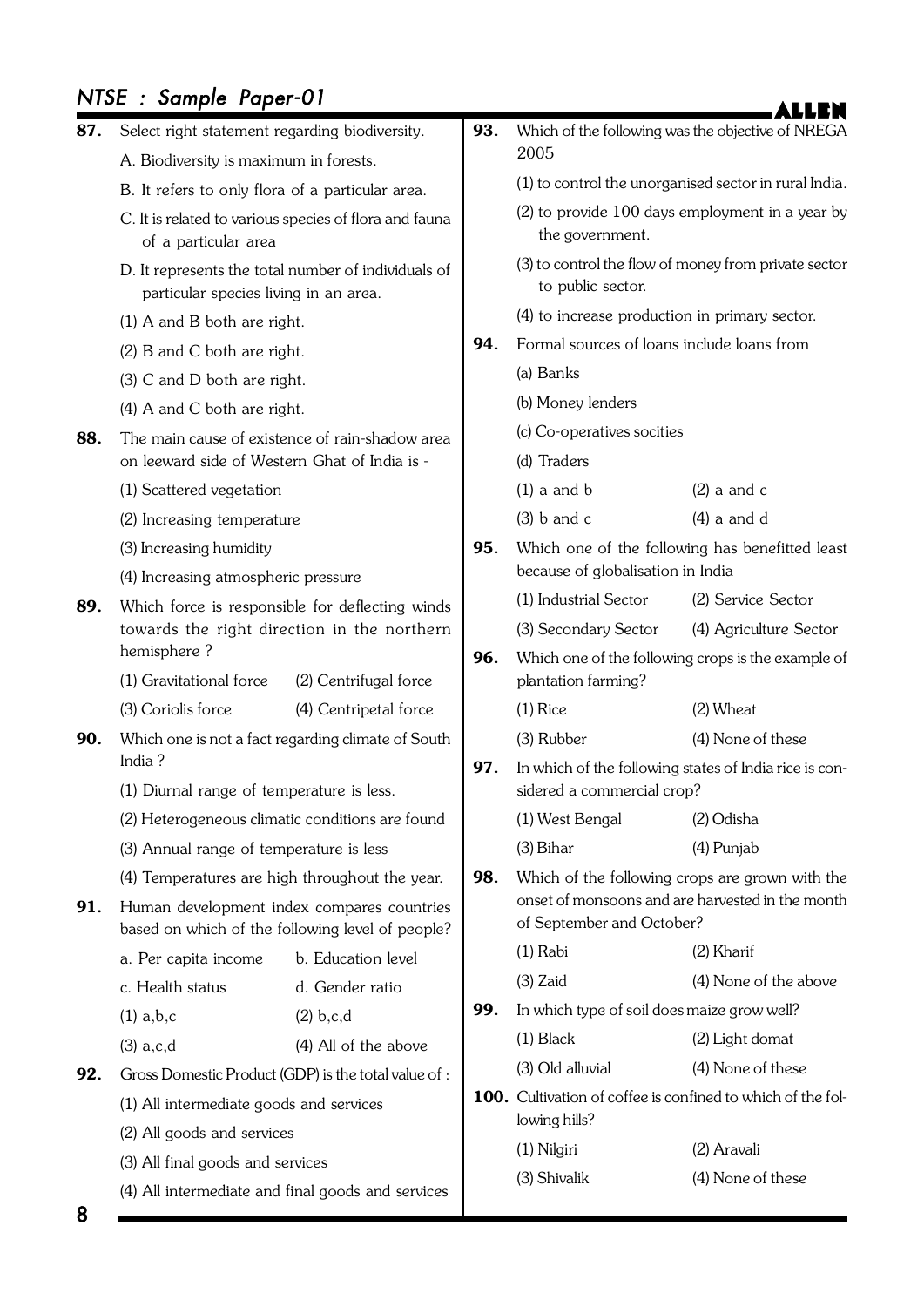**87.** Select right statement regarding biodiversity.

A. Biodiversity is maximum in forests.

B. It refers to only flora of a particular area.

C. It is related to various species of flora and fauna of a particular area

D. It represents the total number of individuals of particular species living in an area.

(1) A and B both are right.

(2) B and C both are right.

(3) C and D both are right.

(4) A and C both are right.

**88.** The main cause of existence of rain-shadow area on leeward side of Western Ghat of India is -

(1) Scattered vegetation

(2) Increasing temperature

(3) Increasing humidity

(4) Increasing atmospheric pressure

**89.** Which force is responsible for deflecting winds towards the right direction in the northern hemisphere ?

(1) Gravitational force (2) Centrifugal force

(3) Coriolis force (4) Centripetal force

**90.** Which one is not a fact regarding climate of South India ?

(1) Diurnal range of temperature is less.

(2) Heterogeneous climatic conditions are found

(3) Annual range of temperature is less

(4) Temperatures are high throughout the year.

**91.** Human development index compares countries based on which of the following level of people?

a. Per capita income b. Education level

c. Health status d. Gender ratio

(1) a,b,c (2) b,c,d

(3) a,c,d (4) All of the above

**92.** Gross Domestic Product (GDP) is the total value of :

(1) All intermediate goods and services

(2) All goods and services

(3) All final goods and services

(4) All intermediate and final goods and services

**93.** Which of the following was the objective of NREGA 2005

(1) to control the unorganised sector in rural India.

(2) to provide 100 days employment in a year by the government.

(3) to control the flow of money from private sector to public sector.

(4) to increase production in primary sector.

**94.** Formal sources of loans include loans from

(a) Banks

(b) Money lenders

(c) Co-operatives socities

(d) Traders

(1) a and b (2) a and c

(3) b and c (4) a and d

**95.** Which one of the following has benefitted least because of globalisation in India

(1) Industrial Sector (2) Service Sector

(3) Secondary Sector (4) Agriculture Sector

**96.** Which one of the following crops is the example of plantation farming?

(1) Rice (2) Wheat

(3) Rubber (4) None of these

**97.** In which of the following states of India rice is considered a commercial crop?

(1) West Bengal (2) Odisha

(3) Bihar (4) Punjab

**98.** Which of the following crops are grown with the onset of monsoons and are harvested in the month of September and October?

(1) Rabi (2) Kharif

(3) Zaid (4) None of the above

**99.** In which type of soil does maize grow well?

(1) Black (2) Light domat

(3) Old alluvial (4) None of these

**100.** Cultivation of coffee is confined to which of the following hills?

(1) Nilgiri (2) Aravali

(3) Shivalik (4) None of these